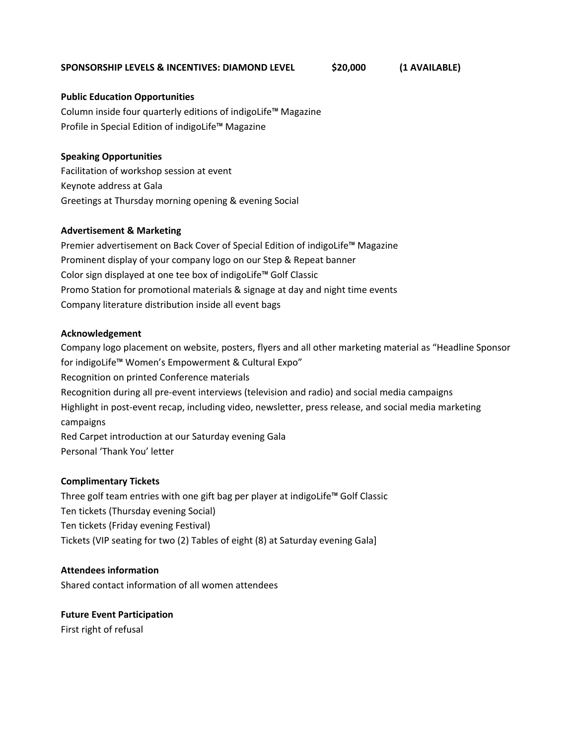**SPONSORSHIP LEVELS & INCENTIVES: DIAMOND LEVEL $20,000 (1 AVAILABLE)**

**Public Education Opportunities**

Column inside four quarterly editions of indigoLife™ Magazine
Profile in Special Edition of indigoLife™ Magazine

**Speaking Opportunities**

Facilitation of workshop session at event
Keynote address at Gala
Greetings at Thursday morning opening & evening Social

**Advertisement & Marketing**

Premier advertisement on Back Cover of Special Edition of indigoLife™ Magazine
Prominent display of your company logo on our Step & Repeat banner
Color sign displayed at one tee box of indigoLife™ Golf Classic
Promo Station for promotional materials & signage at day and night time events
Company literature distribution inside all event bags

**Acknowledgement**

Company logo placement on website, posters, flyers and all other marketing material as "Headline Sponsor for indigoLife™ Women's Empowerment & Cultural Expo"
Recognition on printed Conference materials
Recognition during all pre-event interviews (television and radio) and social media campaigns
Highlight in post-event recap, including video, newsletter, press release, and social media marketing campaigns
Red Carpet introduction at our Saturday evening Gala
Personal 'Thank You' letter

**Complimentary Tickets**

Three golf team entries with one gift bag per player at indigoLife™ Golf Classic
Ten tickets (Thursday evening Social)
Ten tickets (Friday evening Festival)
Tickets (VIP seating for two (2) Tables of eight (8) at Saturday evening Gala]

**Attendees information**

Shared contact information of all women attendees

**Future Event Participation**

First right of refusal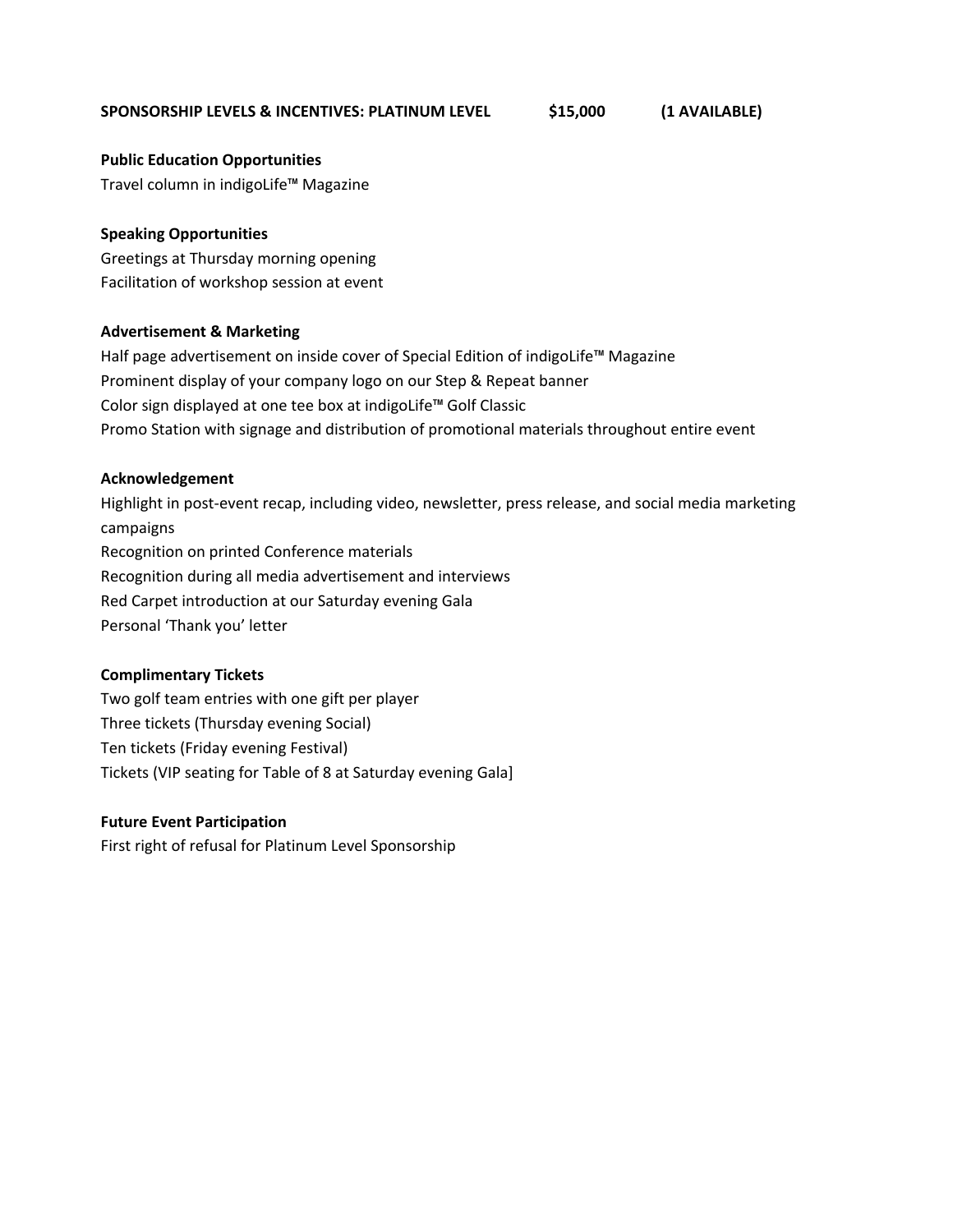**SPONSORSHIP LEVELS & INCENTIVES: PLATINUM LEVEL $15,000 (1 AVAILABLE)**

**Public Education Opportunities**

Travel column in indigoLife™ Magazine

**Speaking Opportunities**

Greetings at Thursday morning opening

Facilitation of workshop session at event

**Advertisement & Marketing**

Half page advertisement on inside cover of Special Edition of indigoLife™ Magazine

Prominent display of your company logo on our Step & Repeat banner

Color sign displayed at one tee box at indigoLife™ Golf Classic

Promo Station with signage and distribution of promotional materials throughout entire event

**Acknowledgement**

Highlight in post-event recap, including video, newsletter, press release, and social media marketing campaigns

Recognition on printed Conference materials

Recognition during all media advertisement and interviews

Red Carpet introduction at our Saturday evening Gala

Personal 'Thank you' letter

**Complimentary Tickets**

Two golf team entries with one gift per player

Three tickets (Thursday evening Social)

Ten tickets (Friday evening Festival)

Tickets (VIP seating for Table of 8 at Saturday evening Gala]

**Future Event Participation**

First right of refusal for Platinum Level Sponsorship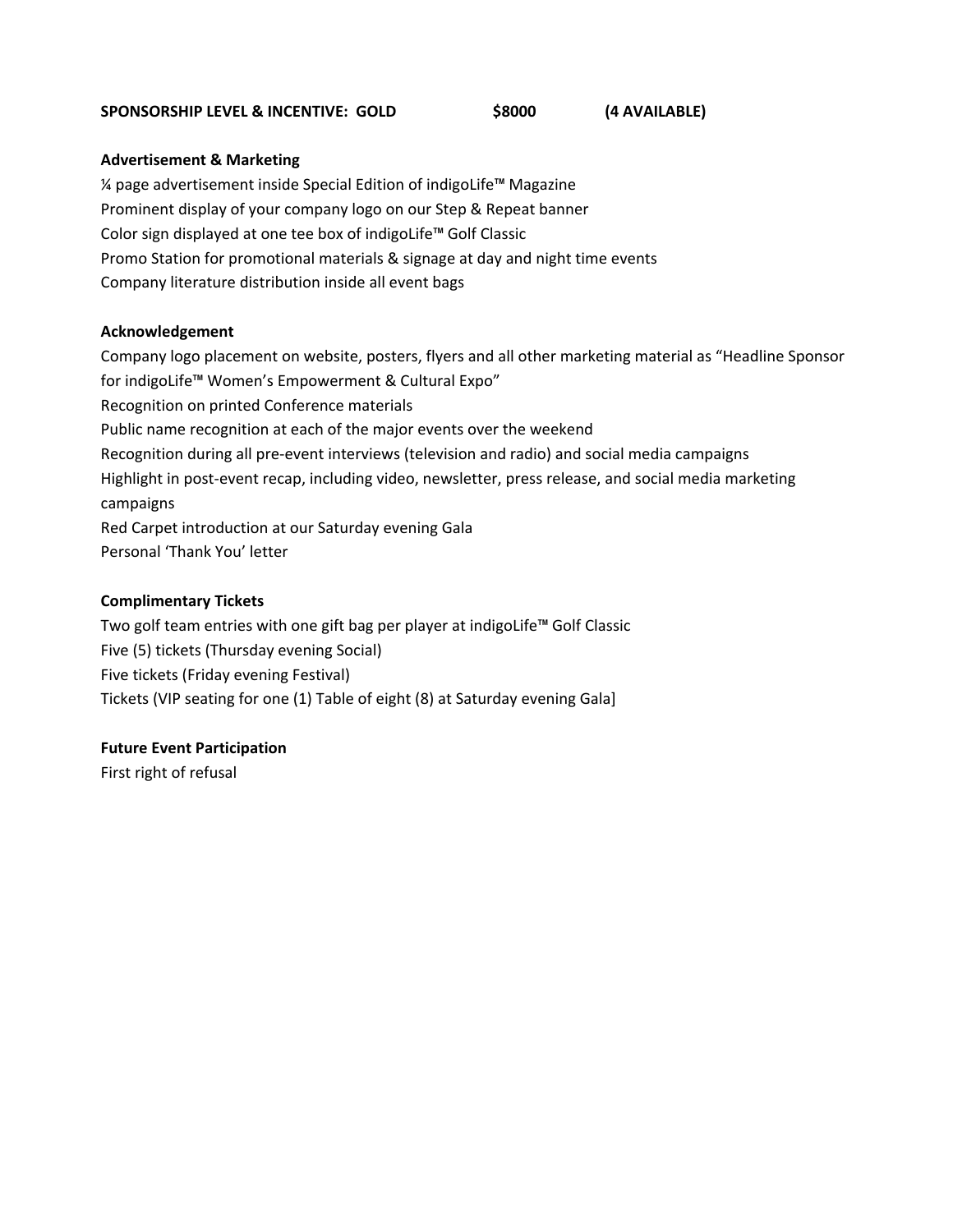**SPONSORSHIP LEVEL & INCENTIVE: GOLD $8000 (4 AVAILABLE)**

**Advertisement & Marketing**

¼ page advertisement inside Special Edition of indigoLife™ Magazine
Prominent display of your company logo on our Step & Repeat banner
Color sign displayed at one tee box of indigoLife™ Golf Classic
Promo Station for promotional materials & signage at day and night time events
Company literature distribution inside all event bags

**Acknowledgement**

Company logo placement on website, posters, flyers and all other marketing material as "Headline Sponsor for indigoLife™ Women's Empowerment & Cultural Expo"
Recognition on printed Conference materials
Public name recognition at each of the major events over the weekend
Recognition during all pre-event interviews (television and radio) and social media campaigns
Highlight in post-event recap, including video, newsletter, press release, and social media marketing campaigns
Red Carpet introduction at our Saturday evening Gala
Personal 'Thank You' letter

**Complimentary Tickets**

Two golf team entries with one gift bag per player at indigoLife™ Golf Classic
Five (5) tickets (Thursday evening Social)
Five tickets (Friday evening Festival)
Tickets (VIP seating for one (1) Table of eight (8) at Saturday evening Gala]

**Future Event Participation**

First right of refusal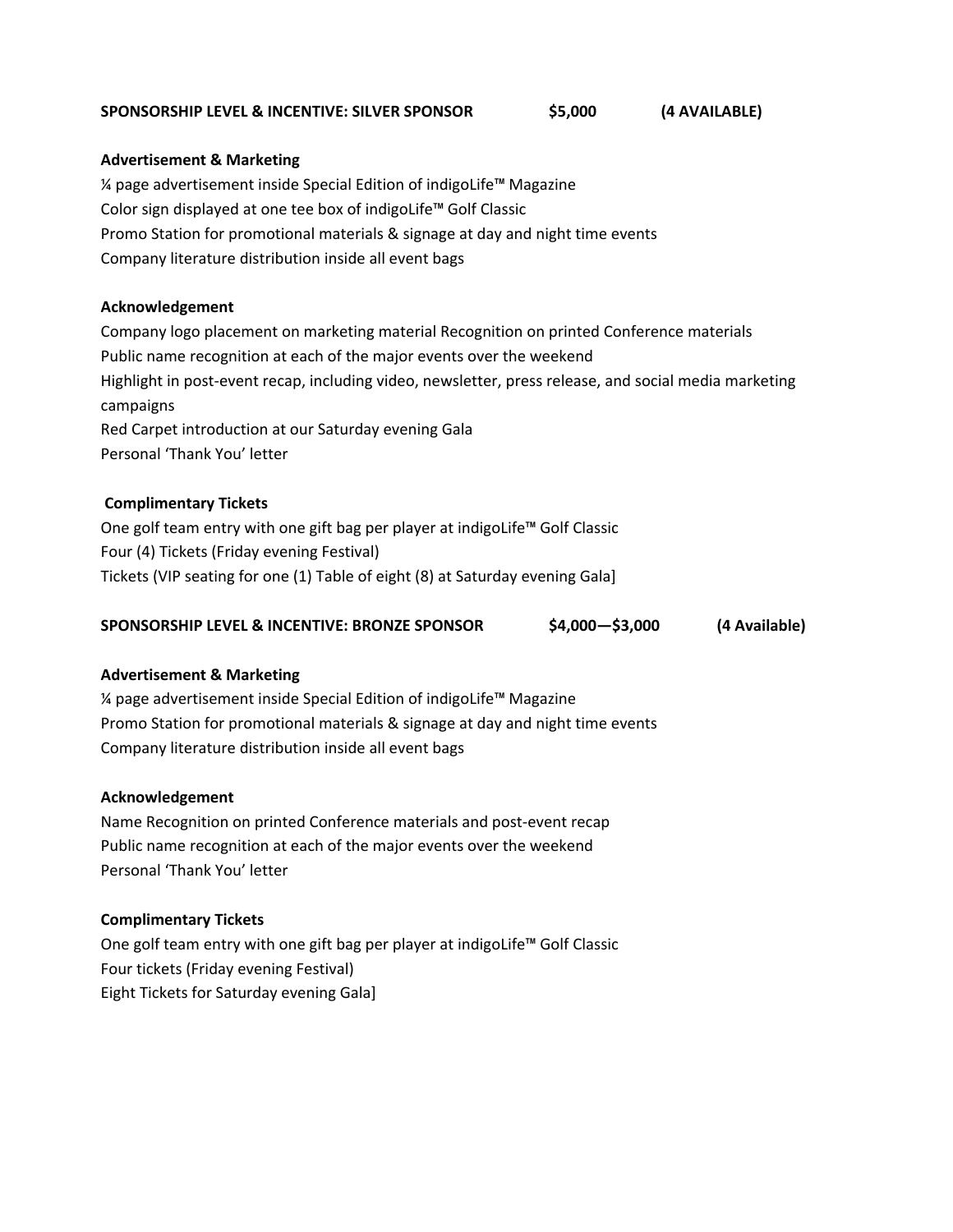**SPONSORSHIP LEVEL & INCENTIVE: SILVER SPONSOR $5,000 (4 AVAILABLE)**

**Advertisement & Marketing**

¼ page advertisement inside Special Edition of indigoLife™ Magazine
Color sign displayed at one tee box of indigoLife™ Golf Classic
Promo Station for promotional materials & signage at day and night time events
Company literature distribution inside all event bags

**Acknowledgement**

Company logo placement on marketing material Recognition on printed Conference materials
Public name recognition at each of the major events over the weekend
Highlight in post-event recap, including video, newsletter, press release, and social media marketing campaigns
Red Carpet introduction at our Saturday evening Gala
Personal 'Thank You' letter

**Complimentary Tickets**

One golf team entry with one gift bag per player at indigoLife™ Golf Classic
Four (4) Tickets (Friday evening Festival)
Tickets (VIP seating for one (1) Table of eight (8) at Saturday evening Gala]

**SPONSORSHIP LEVEL & INCENTIVE: BRONZE SPONSOR $4,000—$3,000 (4 Available)**

**Advertisement & Marketing**

¼ page advertisement inside Special Edition of indigoLife™ Magazine
Promo Station for promotional materials & signage at day and night time events
Company literature distribution inside all event bags

**Acknowledgement**

Name Recognition on printed Conference materials and post-event recap
Public name recognition at each of the major events over the weekend
Personal 'Thank You' letter

**Complimentary Tickets**

One golf team entry with one gift bag per player at indigoLife™ Golf Classic
Four tickets (Friday evening Festival)
Eight Tickets for Saturday evening Gala]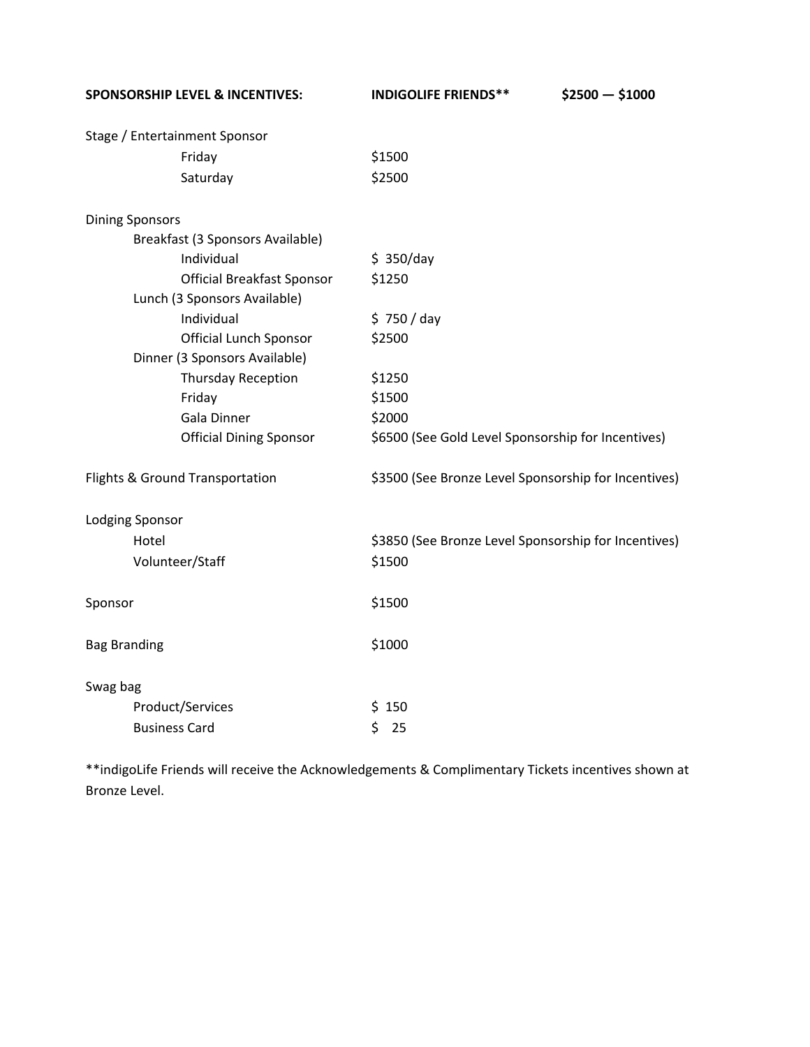| **SPONSORSHIP LEVEL & INCENTIVES:** | **INDIGOLIFE FRIENDS**** **$2500 — $1000** |
|---|---|
| Stage / Entertainment Sponsor | |
| Friday | $1500 |
| Saturday | $2500 |
| Dining Sponsors | |
| Breakfast (3 Sponsors Available) | |
| Individual | $ 350/day |
| Official Breakfast Sponsor | $1250 |
| Lunch (3 Sponsors Available) | |
| Individual | $ 750 / day |
| Official Lunch Sponsor | $2500 |
| Dinner (3 Sponsors Available) | |
| Thursday Reception | $1250 |
| Friday | $1500 |
| Gala Dinner | $2000 |
| Official Dining Sponsor | $6500 (See Gold Level Sponsorship for Incentives) |
| Flights & Ground Transportation | $3500 (See Bronze Level Sponsorship for Incentives) |
| Lodging Sponsor | |
| Hotel | $3850 (See Bronze Level Sponsorship for Incentives) |
| Volunteer/Staff | $1500 |
| Sponsor | $1500 |
| Bag Branding | $1000 |
| Swag bag | |
| Product/Services | $ 150 |
| Business Card | $ 25 |

**indigoLife Friends will receive the Acknowledgements & Complimentary Tickets incentives shown at Bronze Level.